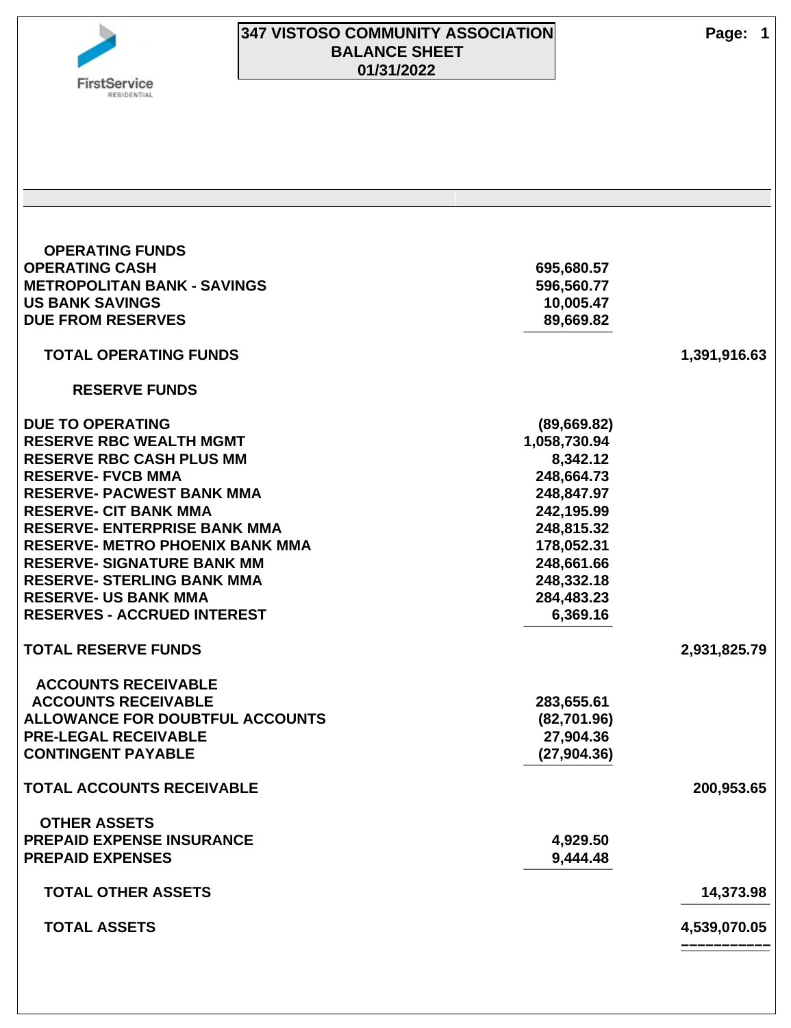# 347 VISTOSO COMMUNITY ASSOCIATION
## BALANCE SHEET
## 01/31/2022

| | | |
|---|---|---|
| **OPERATING FUNDS** | | |
| OPERATING CASH | 695,680.57 | |
| METROPOLITAN BANK - SAVINGS | 596,560.77 | |
| US BANK SAVINGS | 10,005.47 | |
| DUE FROM RESERVES | 89,669.82 | |
| **TOTAL OPERATING FUNDS** | | 1,391,916.63 |
| **RESERVE FUNDS** | | |
| DUE TO OPERATING | (89,669.82) | |
| RESERVE RBC WEALTH MGMT | 1,058,730.94 | |
| RESERVE RBC CASH PLUS MM | 8,342.12 | |
| RESERVE- FVCB MMA | 248,664.73 | |
| RESERVE- PACWEST BANK MMA | 248,847.97 | |
| RESERVE- CIT BANK MMA | 242,195.99 | |
| RESERVE- ENTERPRISE BANK MMA | 248,815.32 | |
| RESERVE- METRO PHOENIX BANK MMA | 178,052.31 | |
| RESERVE- SIGNATURE BANK MM | 248,661.66 | |
| RESERVE- STERLING BANK MMA | 248,332.18 | |
| RESERVE- US BANK MMA | 284,483.23 | |
| RESERVES - ACCRUED INTEREST | 6,369.16 | |
| **TOTAL RESERVE FUNDS** | | 2,931,825.79 |
| **ACCOUNTS RECEIVABLE** | | |
| ACCOUNTS RECEIVABLE | 283,655.61 | |
| ALLOWANCE FOR DOUBTFUL ACCOUNTS | (82,701.96) | |
| PRE-LEGAL RECEIVABLE | 27,904.36 | |
| CONTINGENT PAYABLE | (27,904.36) | |
| **TOTAL ACCOUNTS RECEIVABLE** | | 200,953.65 |
| **OTHER ASSETS** | | |
| PREPAID EXPENSE INSURANCE | 4,929.50 | |
| PREPAID EXPENSES | 9,444.48 | |
| **TOTAL OTHER ASSETS** | | 14,373.98 |
| **TOTAL ASSETS** | | 4,539,070.05 |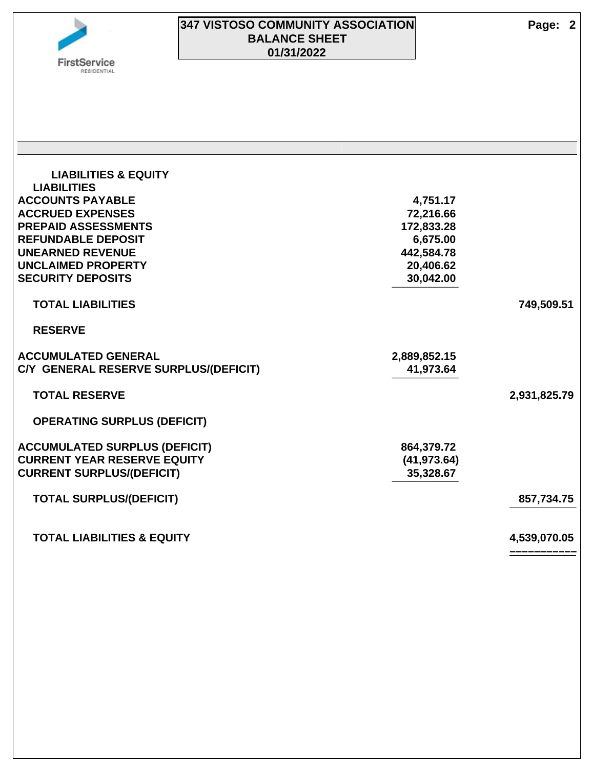# 347 VISTOSO COMMUNITY ASSOCIATION
## BALANCE SHEET
## 01/31/2022

| | | |
|---|---|---|
| **LIABILITIES & EQUITY** | | |
| **LIABILITIES** | | |
| ACCOUNTS PAYABLE | 4,751.17 | |
| ACCRUED EXPENSES | 72,216.66 | |
| PREPAID ASSESSMENTS | 172,833.28 | |
| REFUNDABLE DEPOSIT | 6,675.00 | |
| UNEARNED REVENUE | 442,584.78 | |
| UNCLAIMED PROPERTY | 20,406.62 | |
| SECURITY DEPOSITS | 30,042.00 | |
| **TOTAL LIABILITIES** | | 749,509.51 |
| **RESERVE** | | |
| ACCUMULATED GENERAL | 2,889,852.15 | |
| C/Y GENERAL RESERVE SURPLUS/(DEFICIT) | 41,973.64 | |
| **TOTAL RESERVE** | | 2,931,825.79 |
| **OPERATING SURPLUS (DEFICIT)** | | |
| ACCUMULATED SURPLUS (DEFICIT) | 864,379.72 | |
| CURRENT YEAR RESERVE EQUITY | (41,973.64) | |
| CURRENT SURPLUS/(DEFICIT) | 35,328.67 | |
| **TOTAL SURPLUS/(DEFICIT)** | | 857,734.75 |
| **TOTAL LIABILITIES & EQUITY** | | 4,539,070.05 |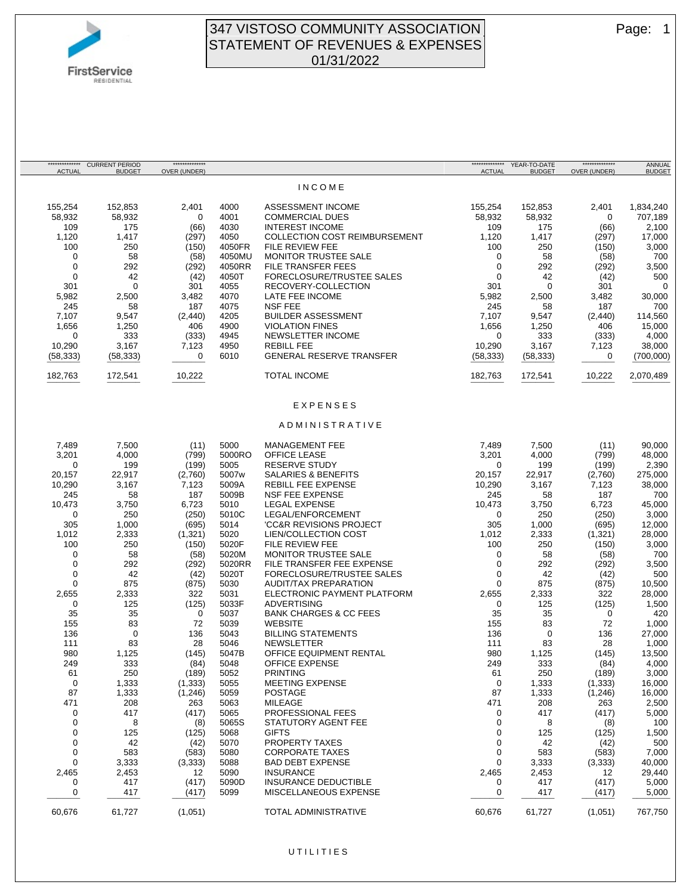# 347 VISTOSO COMMUNITY ASSOCIATION
## STATEMENT OF REVENUES & EXPENSES
### 01/31/2022

| CURRENT PERIOD ACTUAL | CURRENT PERIOD BUDGET | OVER (UNDER) | | | YEAR-TO-DATE ACTUAL | YEAR-TO-DATE BUDGET | OVER (UNDER) | ANNUAL BUDGET |
|---|---|---|---|---|---|---|---|---|
| | | | | **I N C O M E** | | | | |
| 155,254 | 152,853 | 2,401 | 4000 | ASSESSMENT INCOME | 155,254 | 152,853 | 2,401 | 1,834,240 |
| 58,932 | 58,932 | 0 | 4001 | COMMERCIAL DUES | 58,932 | 58,932 | 0 | 707,189 |
| 109 | 175 | (66) | 4030 | INTEREST INCOME | 109 | 175 | (66) | 2,100 |
| 1,120 | 1,417 | (297) | 4050 | COLLECTION COST REIMBURSEMENT | 1,120 | 1,417 | (297) | 17,000 |
| 100 | 250 | (150) | 4050FR | FILE REVIEW FEE | 100 | 250 | (150) | 3,000 |
| 0 | 58 | (58) | 4050MU | MONITOR TRUSTEE SALE | 0 | 58 | (58) | 700 |
| 0 | 292 | (292) | 4050RR | FILE TRANSFER FEES | 0 | 292 | (292) | 3,500 |
| 0 | 42 | (42) | 4050T | FORECLOSURE/TRUSTEE SALES | 0 | 42 | (42) | 500 |
| 301 | 0 | 301 | 4055 | RECOVERY-COLLECTION | 301 | 0 | 301 | 0 |
| 5,982 | 2,500 | 3,482 | 4070 | LATE FEE INCOME | 5,982 | 2,500 | 3,482 | 30,000 |
| 245 | 58 | 187 | 4075 | NSF FEE | 245 | 58 | 187 | 700 |
| 7,107 | 9,547 | (2,440) | 4205 | BUILDER ASSESSMENT | 7,107 | 9,547 | (2,440) | 114,560 |
| 1,656 | 1,250 | 406 | 4900 | VIOLATION FINES | 1,656 | 1,250 | 406 | 15,000 |
| 0 | 333 | (333) | 4945 | NEWSLETTER INCOME | 0 | 333 | (333) | 4,000 |
| 10,290 | 3,167 | 7,123 | 4950 | REBILL FEE | 10,290 | 3,167 | 7,123 | 38,000 |
| (58,333) | (58,333) | 0 | 6010 | GENERAL RESERVE TRANSFER | (58,333) | (58,333) | 0 | (700,000) |
| 182,763 | 172,541 | 10,222 | | TOTAL INCOME | 182,763 | 172,541 | 10,222 | 2,070,489 |
| | | | | **E X P E N S E S** | | | | |
| | | | | **A D M I N I S T R A T I V E** | | | | |
| 7,489 | 7,500 | (11) | 5000 | MANAGEMENT FEE | 7,489 | 7,500 | (11) | 90,000 |
| 3,201 | 4,000 | (799) | 5000RO | OFFICE LEASE | 3,201 | 4,000 | (799) | 48,000 |
| 0 | 199 | (199) | 5005 | RESERVE STUDY | 0 | 199 | (199) | 2,390 |
| 20,157 | 22,917 | (2,760) | 5007w | SALARIES & BENEFITS | 20,157 | 22,917 | (2,760) | 275,000 |
| 10,290 | 3,167 | 7,123 | 5009A | REBILL FEE EXPENSE | 10,290 | 3,167 | 7,123 | 38,000 |
| 245 | 58 | 187 | 5009B | NSF FEE EXPENSE | 245 | 58 | 187 | 700 |
| 10,473 | 3,750 | 6,723 | 5010 | LEGAL EXPENSE | 10,473 | 3,750 | 6,723 | 45,000 |
| 0 | 250 | (250) | 5010C | LEGAL/ENFORCEMENT | 0 | 250 | (250) | 3,000 |
| 305 | 1,000 | (695) | 5014 | 'CC&R REVISIONS PROJECT | 305 | 1,000 | (695) | 12,000 |
| 1,012 | 2,333 | (1,321) | 5020 | LIEN/COLLECTION COST | 1,012 | 2,333 | (1,321) | 28,000 |
| 100 | 250 | (150) | 5020F | FILE REVIEW FEE | 100 | 250 | (150) | 3,000 |
| 0 | 58 | (58) | 5020M | MONITOR TRUSTEE SALE | 0 | 58 | (58) | 700 |
| 0 | 292 | (292) | 5020RR | FILE TRANSFER FEE EXPENSE | 0 | 292 | (292) | 3,500 |
| 0 | 42 | (42) | 5020T | FORECLOSURE/TRUSTEE SALES | 0 | 42 | (42) | 500 |
| 0 | 875 | (875) | 5030 | AUDIT/TAX PREPARATION | 0 | 875 | (875) | 10,500 |
| 2,655 | 2,333 | 322 | 5031 | ELECTRONIC PAYMENT PLATFORM | 2,655 | 2,333 | 322 | 28,000 |
| 0 | 125 | (125) | 5033F | ADVERTISING | 0 | 125 | (125) | 1,500 |
| 35 | 35 | 0 | 5037 | BANK CHARGES & CC FEES | 35 | 35 | 0 | 420 |
| 155 | 83 | 72 | 5039 | WEBSITE | 155 | 83 | 72 | 1,000 |
| 136 | 0 | 136 | 5043 | BILLING STATEMENTS | 136 | 0 | 136 | 27,000 |
| 111 | 83 | 28 | 5046 | NEWSLETTER | 111 | 83 | 28 | 1,000 |
| 980 | 1,125 | (145) | 5047B | OFFICE EQUIPMENT RENTAL | 980 | 1,125 | (145) | 13,500 |
| 249 | 333 | (84) | 5048 | OFFICE EXPENSE | 249 | 333 | (84) | 4,000 |
| 61 | 250 | (189) | 5052 | PRINTING | 61 | 250 | (189) | 3,000 |
| 0 | 1,333 | (1,333) | 5055 | MEETING EXPENSE | 0 | 1,333 | (1,333) | 16,000 |
| 87 | 1,333 | (1,246) | 5059 | POSTAGE | 87 | 1,333 | (1,246) | 16,000 |
| 471 | 208 | 263 | 5063 | MILEAGE | 471 | 208 | 263 | 2,500 |
| 0 | 417 | (417) | 5065 | PROFESSIONAL FEES | 0 | 417 | (417) | 5,000 |
| 0 | 8 | (8) | 5065S | STATUTORY AGENT FEE | 0 | 8 | (8) | 100 |
| 0 | 125 | (125) | 5068 | GIFTS | 0 | 125 | (125) | 1,500 |
| 0 | 42 | (42) | 5070 | PROPERTY TAXES | 0 | 42 | (42) | 500 |
| 0 | 583 | (583) | 5080 | CORPORATE TAXES | 0 | 583 | (583) | 7,000 |
| 0 | 3,333 | (3,333) | 5088 | BAD DEBT EXPENSE | 0 | 3,333 | (3,333) | 40,000 |
| 2,465 | 2,453 | 12 | 5090 | INSURANCE | 2,465 | 2,453 | 12 | 29,440 |
| 0 | 417 | (417) | 5090D | INSURANCE DEDUCTIBLE | 0 | 417 | (417) | 5,000 |
| 0 | 417 | (417) | 5099 | MISCELLANEOUS EXPENSE | 0 | 417 | (417) | 5,000 |
| 60,676 | 61,727 | (1,051) | | TOTAL ADMINISTRATIVE | 60,676 | 61,727 | (1,051) | 767,750 |

**U T I L I T I E S**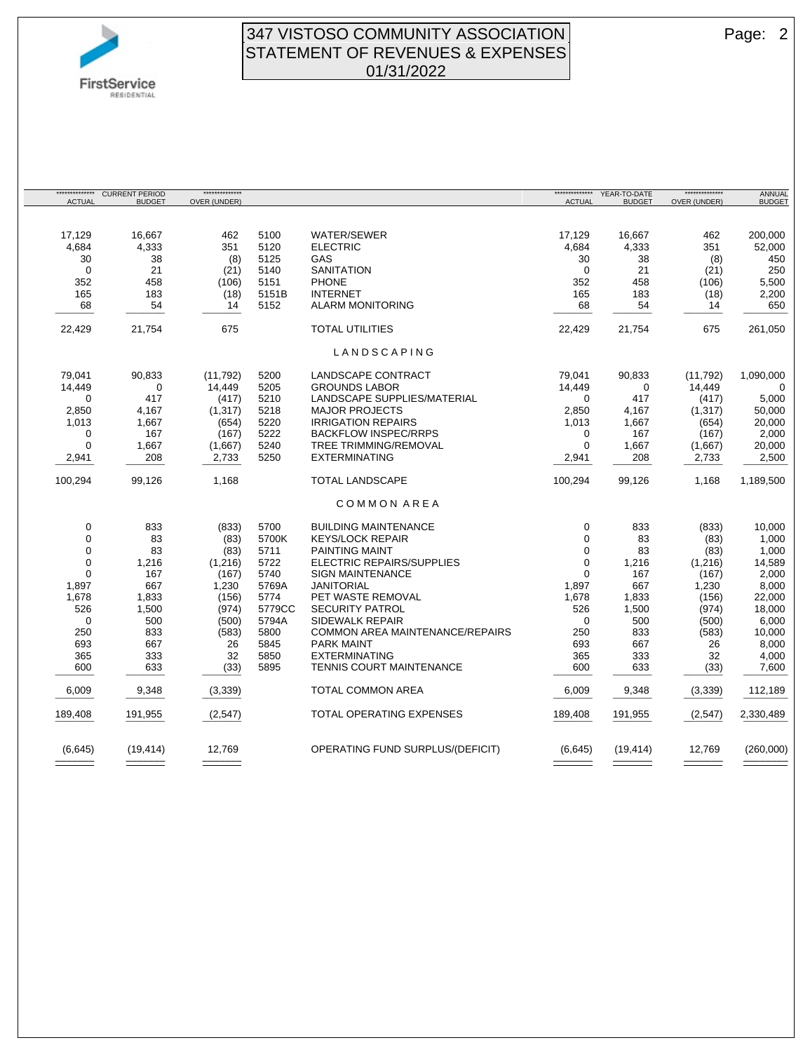# 347 VISTOSO COMMUNITY ASSOCIATION
## STATEMENT OF REVENUES & EXPENSES
## 01/31/2022

| CURRENT PERIOD ACTUAL | CURRENT PERIOD BUDGET | CURRENT PERIOD OVER (UNDER) | | | YEAR-TO-DATE ACTUAL | YEAR-TO-DATE BUDGET | YEAR-TO-DATE OVER (UNDER) | ANNUAL BUDGET |
|---|---|---|---|---|---|---|---|---|
| 17,129 | 16,667 | 462 | 5100 | WATER/SEWER | 17,129 | 16,667 | 462 | 200,000 |
| 4,684 | 4,333 | 351 | 5120 | ELECTRIC | 4,684 | 4,333 | 351 | 52,000 |
| 30 | 38 | (8) | 5125 | GAS | 30 | 38 | (8) | 450 |
| 0 | 21 | (21) | 5140 | SANITATION | 0 | 21 | (21) | 250 |
| 352 | 458 | (106) | 5151 | PHONE | 352 | 458 | (106) | 5,500 |
| 165 | 183 | (18) | 5151B | INTERNET | 165 | 183 | (18) | 2,200 |
| 68 | 54 | 14 | 5152 | ALARM MONITORING | 68 | 54 | 14 | 650 |
| 22,429 | 21,754 | 675 | | TOTAL UTILITIES | 22,429 | 21,754 | 675 | 261,050 |
| | | | | LANDSCAPING | | | | |
| 79,041 | 90,833 | (11,792) | 5200 | LANDSCAPE CONTRACT | 79,041 | 90,833 | (11,792) | 1,090,000 |
| 14,449 | 0 | 14,449 | 5205 | GROUNDS LABOR | 14,449 | 0 | 14,449 | 0 |
| 0 | 417 | (417) | 5210 | LANDSCAPE SUPPLIES/MATERIAL | 0 | 417 | (417) | 5,000 |
| 2,850 | 4,167 | (1,317) | 5218 | MAJOR PROJECTS | 2,850 | 4,167 | (1,317) | 50,000 |
| 1,013 | 1,667 | (654) | 5220 | IRRIGATION REPAIRS | 1,013 | 1,667 | (654) | 20,000 |
| 0 | 167 | (167) | 5222 | BACKFLOW INSPEC/RRPS | 0 | 167 | (167) | 2,000 |
| 0 | 1,667 | (1,667) | 5240 | TREE TRIMMING/REMOVAL | 0 | 1,667 | (1,667) | 20,000 |
| 2,941 | 208 | 2,733 | 5250 | EXTERMINATING | 2,941 | 208 | 2,733 | 2,500 |
| 100,294 | 99,126 | 1,168 | | TOTAL LANDSCAPE | 100,294 | 99,126 | 1,168 | 1,189,500 |
| | | | | COMMON AREA | | | | |
| 0 | 833 | (833) | 5700 | BUILDING MAINTENANCE | 0 | 833 | (833) | 10,000 |
| 0 | 83 | (83) | 5700K | KEYS/LOCK REPAIR | 0 | 83 | (83) | 1,000 |
| 0 | 83 | (83) | 5711 | PAINTING MAINT | 0 | 83 | (83) | 1,000 |
| 0 | 1,216 | (1,216) | 5722 | ELECTRIC REPAIRS/SUPPLIES | 0 | 1,216 | (1,216) | 14,589 |
| 0 | 167 | (167) | 5740 | SIGN MAINTENANCE | 0 | 167 | (167) | 2,000 |
| 1,897 | 667 | 1,230 | 5769A | JANITORIAL | 1,897 | 667 | 1,230 | 8,000 |
| 1,678 | 1,833 | (156) | 5774 | PET WASTE REMOVAL | 1,678 | 1,833 | (156) | 22,000 |
| 526 | 1,500 | (974) | 5779CC | SECURITY PATROL | 526 | 1,500 | (974) | 18,000 |
| 0 | 500 | (500) | 5794A | SIDEWALK REPAIR | 0 | 500 | (500) | 6,000 |
| 250 | 833 | (583) | 5800 | COMMON AREA MAINTENANCE/REPAIRS | 250 | 833 | (583) | 10,000 |
| 693 | 667 | 26 | 5845 | PARK MAINT | 693 | 667 | 26 | 8,000 |
| 365 | 333 | 32 | 5850 | EXTERMINATING | 365 | 333 | 32 | 4,000 |
| 600 | 633 | (33) | 5895 | TENNIS COURT MAINTENANCE | 600 | 633 | (33) | 7,600 |
| 6,009 | 9,348 | (3,339) | | TOTAL COMMON AREA | 6,009 | 9,348 | (3,339) | 112,189 |
| 189,408 | 191,955 | (2,547) | | TOTAL OPERATING EXPENSES | 189,408 | 191,955 | (2,547) | 2,330,489 |
| (6,645) | (19,414) | 12,769 | | OPERATING FUND SURPLUS/(DEFICIT) | (6,645) | (19,414) | 12,769 | (260,000) |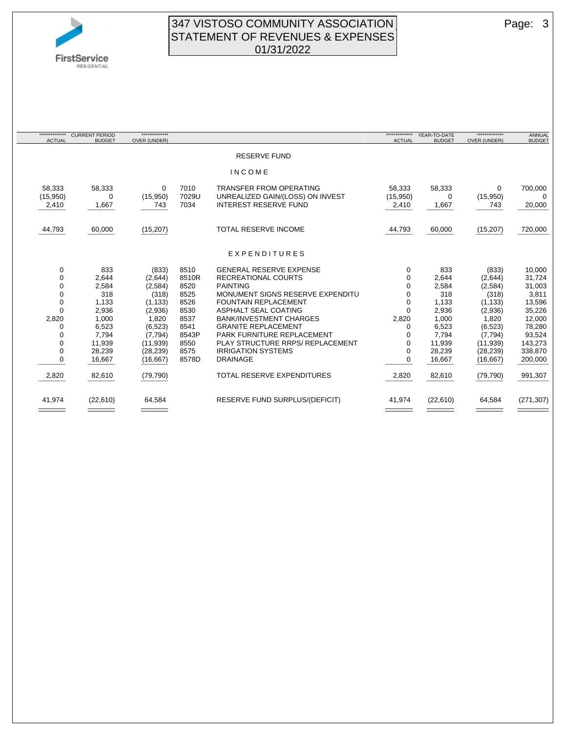# 347 VISTOSO COMMUNITY ASSOCIATION
## STATEMENT OF REVENUES & EXPENSES
### 01/31/2022

| CURRENT PERIOD ACTUAL | CURRENT PERIOD BUDGET | OVER (UNDER) | | | YEAR-TO-DATE ACTUAL | YEAR-TO-DATE BUDGET | OVER (UNDER) | ANNUAL BUDGET |
|---|---|---|---|---|---|---|---|---|
| | | | | **RESERVE FUND** | | | | |
| | | | | **INCOME** | | | | |
| 58,333 | 58,333 | 0 | 7010 | TRANSFER FROM OPERATING | 58,333 | 58,333 | 0 | 700,000 |
| (15,950) | 0 | (15,950) | 7029U | UNREALIZED GAIN/(LOSS) ON INVEST | (15,950) | 0 | (15,950) | 0 |
| 2,410 | 1,667 | 743 | 7034 | INTEREST RESERVE FUND | 2,410 | 1,667 | 743 | 20,000 |
| 44,793 | 60,000 | (15,207) | | TOTAL RESERVE INCOME | 44,793 | 60,000 | (15,207) | 720,000 |
| | | | | **EXPENDITURES** | | | | |
| 0 | 833 | (833) | 8510 | GENERAL RESERVE EXPENSE | 0 | 833 | (833) | 10,000 |
| 0 | 2,644 | (2,644) | 8510R | RECREATIONAL COURTS | 0 | 2,644 | (2,644) | 31,724 |
| 0 | 2,584 | (2,584) | 8520 | PAINTING | 0 | 2,584 | (2,584) | 31,003 |
| 0 | 318 | (318) | 8525 | MONUMENT SIGNS RESERVE EXPENDITU | 0 | 318 | (318) | 3,811 |
| 0 | 1,133 | (1,133) | 8526 | FOUNTAIN REPLACEMENT | 0 | 1,133 | (1,133) | 13,596 |
| 0 | 2,936 | (2,936) | 8530 | ASPHALT SEAL COATING | 0 | 2,936 | (2,936) | 35,226 |
| 2,820 | 1,000 | 1,820 | 8537 | BANK/INVESTMENT CHARGES | 2,820 | 1,000 | 1,820 | 12,000 |
| 0 | 6,523 | (6,523) | 8541 | GRANITE REPLACEMENT | 0 | 6,523 | (6,523) | 78,280 |
| 0 | 7,794 | (7,794) | 8543P | PARK FURNITURE REPLACEMENT | 0 | 7,794 | (7,794) | 93,524 |
| 0 | 11,939 | (11,939) | 8550 | PLAY STRUCTURE RRPS/ REPLACEMENT | 0 | 11,939 | (11,939) | 143,273 |
| 0 | 28,239 | (28,239) | 8575 | IRRIGATION SYSTEMS | 0 | 28,239 | (28,239) | 338,870 |
| 0 | 16,667 | (16,667) | 8578D | DRAINAGE | 0 | 16,667 | (16,667) | 200,000 |
| 2,820 | 82,610 | (79,790) | | TOTAL RESERVE EXPENDITURES | 2,820 | 82,610 | (79,790) | 991,307 |
| 41,974 | (22,610) | 64,584 | | RESERVE FUND SURPLUS/(DEFICIT) | 41,974 | (22,610) | 64,584 | (271,307) |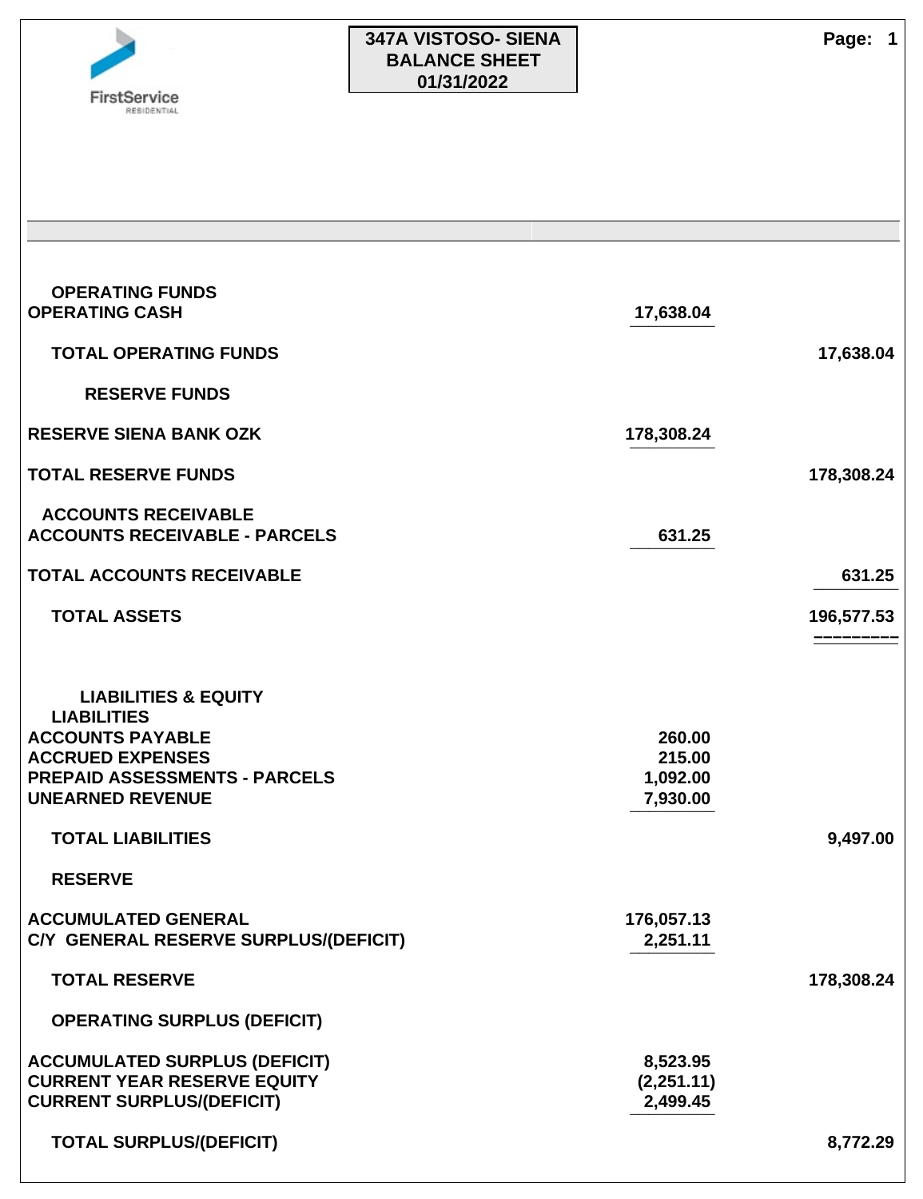# 347A VISTOSO- SIENA
## BALANCE SHEET
## 01/31/2022

| | | |
|---|---|---|
| **OPERATING FUNDS** | | |
| **OPERATING CASH** | 17,638.04 | |
| **TOTAL OPERATING FUNDS** | | 17,638.04 |
| **RESERVE FUNDS** | | |
| **RESERVE SIENA BANK OZK** | 178,308.24 | |
| **TOTAL RESERVE FUNDS** | | 178,308.24 |
| **ACCOUNTS RECEIVABLE** | | |
| **ACCOUNTS RECEIVABLE - PARCELS** | 631.25 | |
| **TOTAL ACCOUNTS RECEIVABLE** | | 631.25 |
| **TOTAL ASSETS** | | 196,577.53 |
| **LIABILITIES & EQUITY** | | |
| **LIABILITIES** | | |
| **ACCOUNTS PAYABLE** | 260.00 | |
| **ACCRUED EXPENSES** | 215.00 | |
| **PREPAID ASSESSMENTS - PARCELS** | 1,092.00 | |
| **UNEARNED REVENUE** | 7,930.00 | |
| **TOTAL LIABILITIES** | | 9,497.00 |
| **RESERVE** | | |
| **ACCUMULATED GENERAL** | 176,057.13 | |
| **C/Y GENERAL RESERVE SURPLUS/(DEFICIT)** | 2,251.11 | |
| **TOTAL RESERVE** | | 178,308.24 |
| **OPERATING SURPLUS (DEFICIT)** | | |
| **ACCUMULATED SURPLUS (DEFICIT)** | 8,523.95 | |
| **CURRENT YEAR RESERVE EQUITY** | (2,251.11) | |
| **CURRENT SURPLUS/(DEFICIT)** | 2,499.45 | |
| **TOTAL SURPLUS/(DEFICIT)** | | 8,772.29 |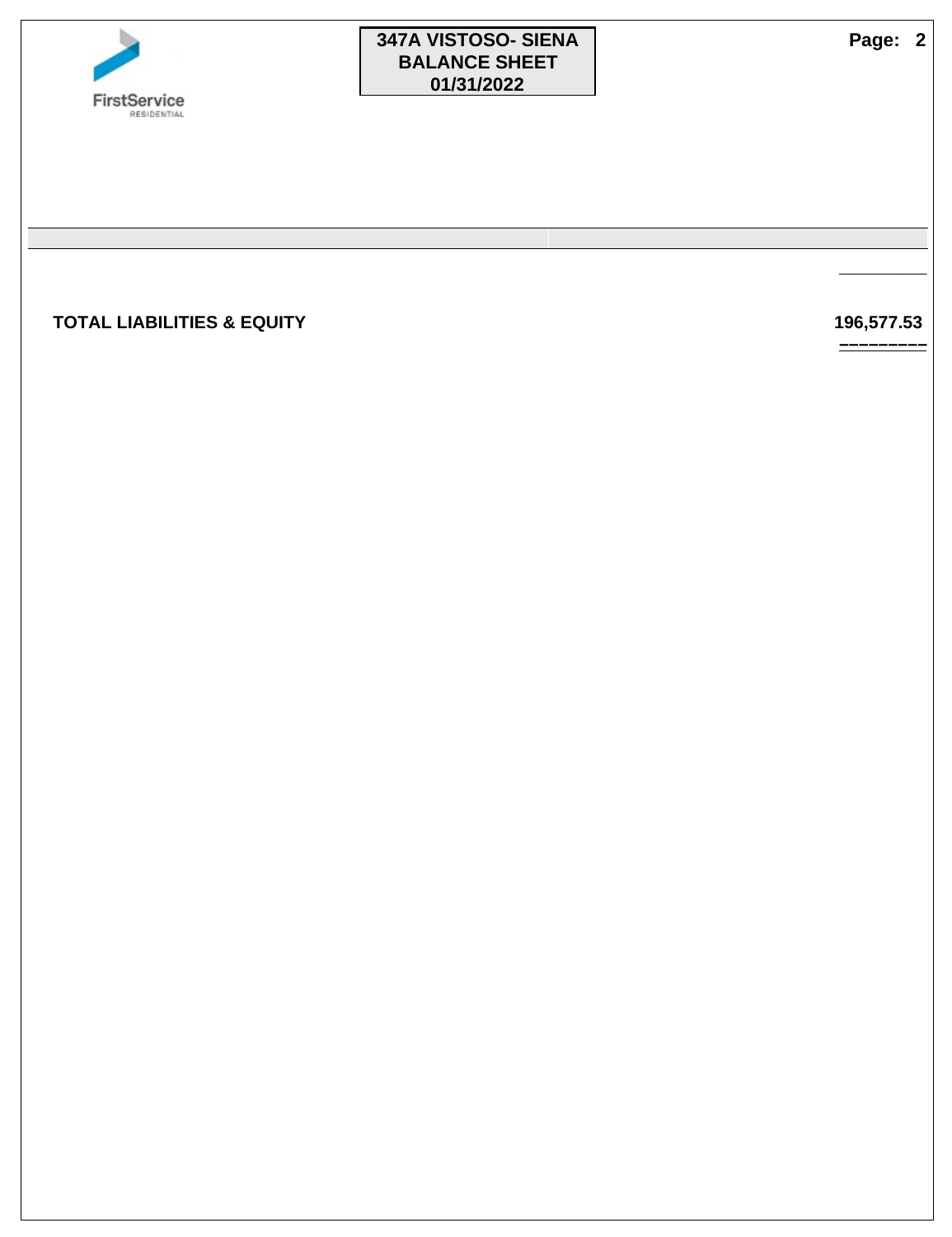| | |
|---|---|
| **TOTAL LIABILITIES & EQUITY** | **196,577.53** |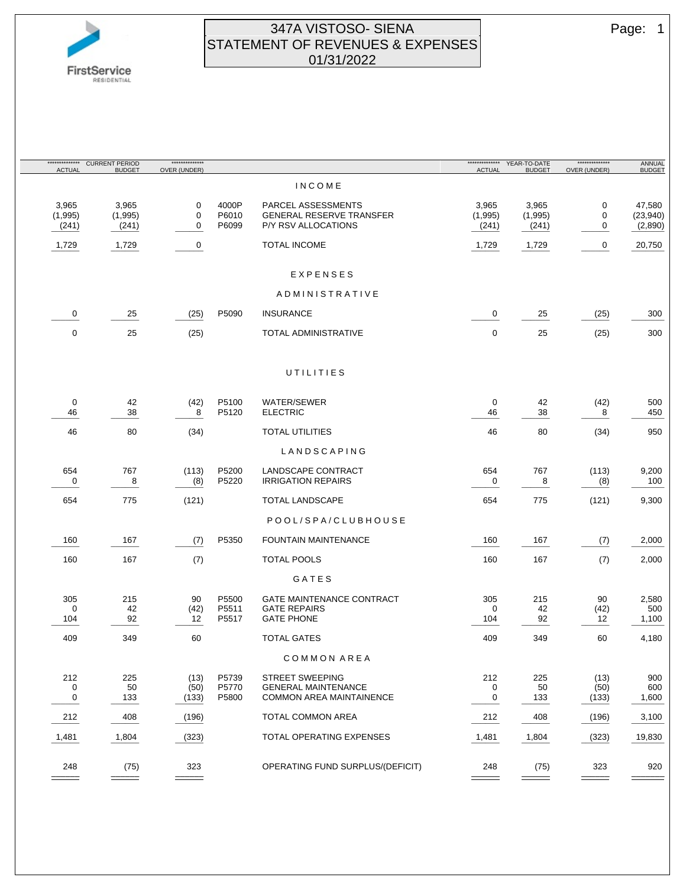# 347A VISTOSO- SIENA
## STATEMENT OF REVENUES & EXPENSES
## 01/31/2022

| CURRENT PERIOD ACTUAL | CURRENT PERIOD BUDGET | CURRENT PERIOD OVER (UNDER) | | | YEAR-TO-DATE ACTUAL | YEAR-TO-DATE BUDGET | YEAR-TO-DATE OVER (UNDER) | ANNUAL BUDGET |
|---|---|---|---|---|---|---|---|---|
| | | | | **INCOME** | | | | |
| 3,965 | 3,965 | 0 | 4000P | PARCEL ASSESSMENTS | 3,965 | 3,965 | 0 | 47,580 |
| (1,995) | (1,995) | 0 | P6010 | GENERAL RESERVE TRANSFER | (1,995) | (1,995) | 0 | (23,940) |
| (241) | (241) | 0 | P6099 | P/Y RSV ALLOCATIONS | (241) | (241) | 0 | (2,890) |
| 1,729 | 1,729 | 0 | | TOTAL INCOME | 1,729 | 1,729 | 0 | 20,750 |
| | | | | **EXPENSES** | | | | |
| | | | | **ADMINISTRATIVE** | | | | |
| 0 | 25 | (25) | P5090 | INSURANCE | 0 | 25 | (25) | 300 |
| 0 | 25 | (25) | | TOTAL ADMINISTRATIVE | 0 | 25 | (25) | 300 |
| | | | | **UTILITIES** | | | | |
| 0 | 42 | (42) | P5100 | WATER/SEWER | 0 | 42 | (42) | 500 |
| 46 | 38 | 8 | P5120 | ELECTRIC | 46 | 38 | 8 | 450 |
| 46 | 80 | (34) | | TOTAL UTILITIES | 46 | 80 | (34) | 950 |
| | | | | **LANDSCAPING** | | | | |
| 654 | 767 | (113) | P5200 | LANDSCAPE CONTRACT | 654 | 767 | (113) | 9,200 |
| 0 | 8 | (8) | P5220 | IRRIGATION REPAIRS | 0 | 8 | (8) | 100 |
| 654 | 775 | (121) | | TOTAL LANDSCAPE | 654 | 775 | (121) | 9,300 |
| | | | | **POOL/SPA/CLUBHOUSE** | | | | |
| 160 | 167 | (7) | P5350 | FOUNTAIN MAINTENANCE | 160 | 167 | (7) | 2,000 |
| 160 | 167 | (7) | | TOTAL POOLS | 160 | 167 | (7) | 2,000 |
| | | | | **GATES** | | | | |
| 305 | 215 | 90 | P5500 | GATE MAINTENANCE CONTRACT | 305 | 215 | 90 | 2,580 |
| 0 | 42 | (42) | P5511 | GATE REPAIRS | 0 | 42 | (42) | 500 |
| 104 | 92 | 12 | P5517 | GATE PHONE | 104 | 92 | 12 | 1,100 |
| 409 | 349 | 60 | | TOTAL GATES | 409 | 349 | 60 | 4,180 |
| | | | | **COMMON AREA** | | | | |
| 212 | 225 | (13) | P5739 | STREET SWEEPING | 212 | 225 | (13) | 900 |
| 0 | 50 | (50) | P5770 | GENERAL MAINTENANCE | 0 | 50 | (50) | 600 |
| 0 | 133 | (133) | P5800 | COMMON AREA MAINTAINENCE | 0 | 133 | (133) | 1,600 |
| 212 | 408 | (196) | | TOTAL COMMON AREA | 212 | 408 | (196) | 3,100 |
| 1,481 | 1,804 | (323) | | TOTAL OPERATING EXPENSES | 1,481 | 1,804 | (323) | 19,830 |
| 248 | (75) | 323 | | OPERATING FUND SURPLUS/(DEFICIT) | 248 | (75) | 323 | 920 |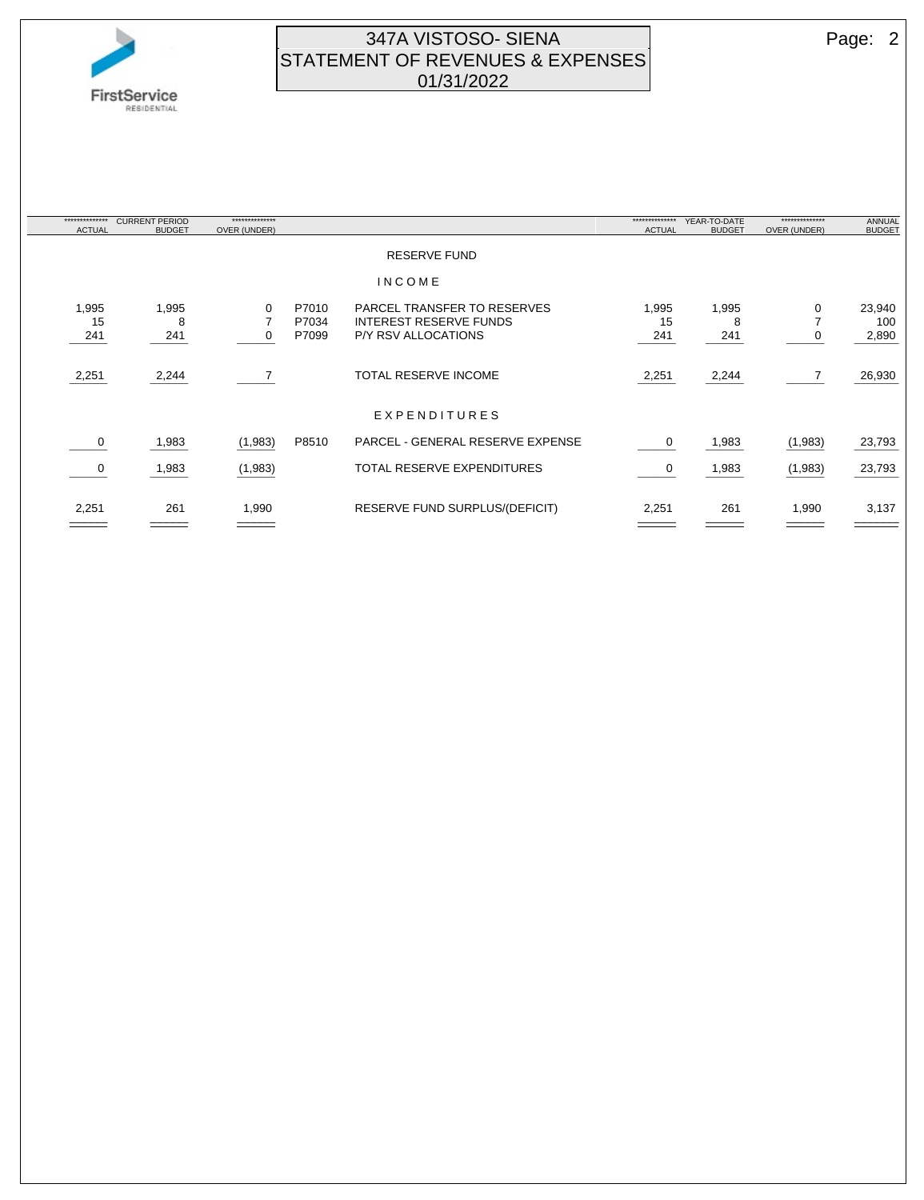# 347A VISTOSO- SIENA
## STATEMENT OF REVENUES & EXPENSES
## 01/31/2022

| CURRENT PERIOD ACTUAL | CURRENT PERIOD BUDGET | CURRENT PERIOD OVER (UNDER) | | | YEAR-TO-DATE ACTUAL | YEAR-TO-DATE BUDGET | YEAR-TO-DATE OVER (UNDER) | ANNUAL BUDGET |
|---|---|---|---|---|---|---|---|---|
| | | | | **RESERVE FUND** | | | | |
| | | | | **INCOME** | | | | |
| 1,995 | 1,995 | 0 | P7010 | PARCEL TRANSFER TO RESERVES | 1,995 | 1,995 | 0 | 23,940 |
| 15 | 8 | 7 | P7034 | INTEREST RESERVE FUNDS | 15 | 8 | 7 | 100 |
| 241 | 241 | 0 | P7099 | P/Y RSV ALLOCATIONS | 241 | 241 | 0 | 2,890 |
| 2,251 | 2,244 | 7 | | TOTAL RESERVE INCOME | 2,251 | 2,244 | 7 | 26,930 |
| | | | | **EXPENDITURES** | | | | |
| 0 | 1,983 | (1,983) | P8510 | PARCEL - GENERAL RESERVE EXPENSE | 0 | 1,983 | (1,983) | 23,793 |
| 0 | 1,983 | (1,983) | | TOTAL RESERVE EXPENDITURES | 0 | 1,983 | (1,983) | 23,793 |
| 2,251 | 261 | 1,990 | | RESERVE FUND SURPLUS/(DEFICIT) | 2,251 | 261 | 1,990 | 3,137 |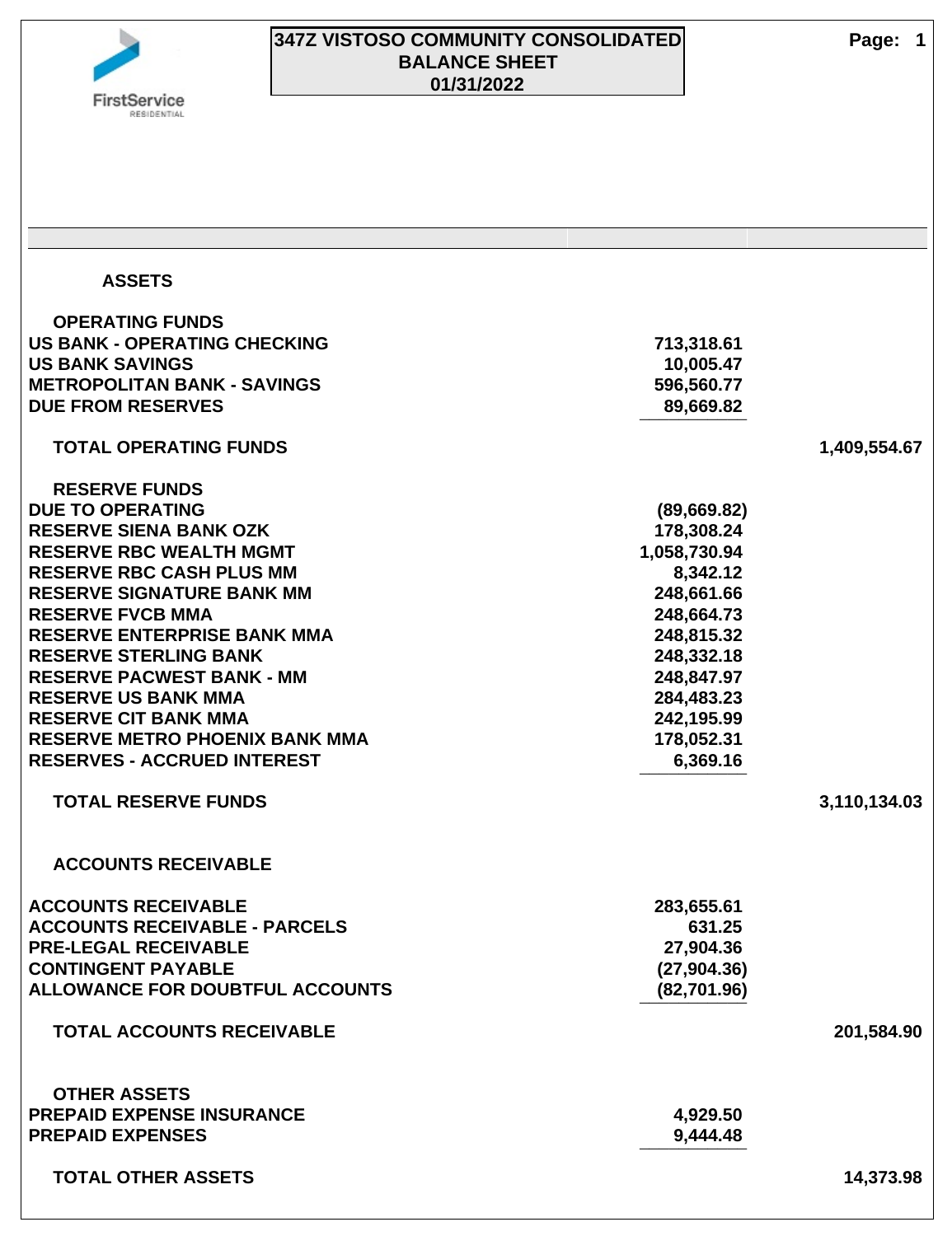# 347Z VISTOSO COMMUNITY CONSOLIDATED
## BALANCE SHEET
### 01/31/2022

| | | |
|---|---|---|
| **ASSETS** | | |
| **OPERATING FUNDS** | | |
| US BANK - OPERATING CHECKING | 713,318.61 | |
| US BANK SAVINGS | 10,005.47 | |
| METROPOLITAN BANK - SAVINGS | 596,560.77 | |
| DUE FROM RESERVES | 89,669.82 | |
| **TOTAL OPERATING FUNDS** | | 1,409,554.67 |
| **RESERVE FUNDS** | | |
| DUE TO OPERATING | (89,669.82) | |
| RESERVE SIENA BANK OZK | 178,308.24 | |
| RESERVE RBC WEALTH MGMT | 1,058,730.94 | |
| RESERVE RBC CASH PLUS MM | 8,342.12 | |
| RESERVE SIGNATURE BANK MM | 248,661.66 | |
| RESERVE FVCB MMA | 248,664.73 | |
| RESERVE ENTERPRISE BANK MMA | 248,815.32 | |
| RESERVE STERLING BANK | 248,332.18 | |
| RESERVE PACWEST BANK - MM | 248,847.97 | |
| RESERVE US BANK MMA | 284,483.23 | |
| RESERVE CIT BANK MMA | 242,195.99 | |
| RESERVE METRO PHOENIX BANK MMA | 178,052.31 | |
| RESERVES - ACCRUED INTEREST | 6,369.16 | |
| **TOTAL RESERVE FUNDS** | | 3,110,134.03 |
| **ACCOUNTS RECEIVABLE** | | |
| ACCOUNTS RECEIVABLE | 283,655.61 | |
| ACCOUNTS RECEIVABLE - PARCELS | 631.25 | |
| PRE-LEGAL RECEIVABLE | 27,904.36 | |
| CONTINGENT PAYABLE | (27,904.36) | |
| ALLOWANCE FOR DOUBTFUL ACCOUNTS | (82,701.96) | |
| **TOTAL ACCOUNTS RECEIVABLE** | | 201,584.90 |
| **OTHER ASSETS** | | |
| PREPAID EXPENSE INSURANCE | 4,929.50 | |
| PREPAID EXPENSES | 9,444.48 | |
| **TOTAL OTHER ASSETS** | | 14,373.98 |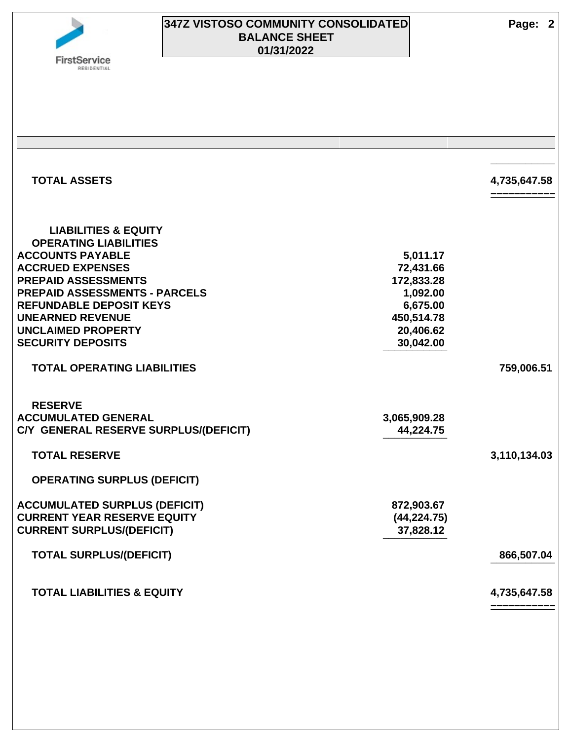# 347Z VISTOSO COMMUNITY CONSOLIDATED
## BALANCE SHEET
## 01/31/2022

| | | |
|---|---|---|
| **TOTAL ASSETS** | | **4,735,647.58** |
| | | |
| **LIABILITIES & EQUITY** | | |
| **OPERATING LIABILITIES** | | |
| **ACCOUNTS PAYABLE** | **5,011.17** | |
| **ACCRUED EXPENSES** | **72,431.66** | |
| **PREPAID ASSESSMENTS** | **172,833.28** | |
| **PREPAID ASSESSMENTS - PARCELS** | **1,092.00** | |
| **REFUNDABLE DEPOSIT KEYS** | **6,675.00** | |
| **UNEARNED REVENUE** | **450,514.78** | |
| **UNCLAIMED PROPERTY** | **20,406.62** | |
| **SECURITY DEPOSITS** | **30,042.00** | |
| **TOTAL OPERATING LIABILITIES** | | **759,006.51** |
| | | |
| **RESERVE** | | |
| **ACCUMULATED GENERAL** | **3,065,909.28** | |
| **C/Y GENERAL RESERVE SURPLUS/(DEFICIT)** | **44,224.75** | |
| **TOTAL RESERVE** | | **3,110,134.03** |
| | | |
| **OPERATING SURPLUS (DEFICIT)** | | |
| **ACCUMULATED SURPLUS (DEFICIT)** | **872,903.67** | |
| **CURRENT YEAR RESERVE EQUITY** | **(44,224.75)** | |
| **CURRENT SURPLUS/(DEFICIT)** | **37,828.12** | |
| **TOTAL SURPLUS/(DEFICIT)** | | **866,507.04** |
| | | |
| **TOTAL LIABILITIES & EQUITY** | | **4,735,647.58** |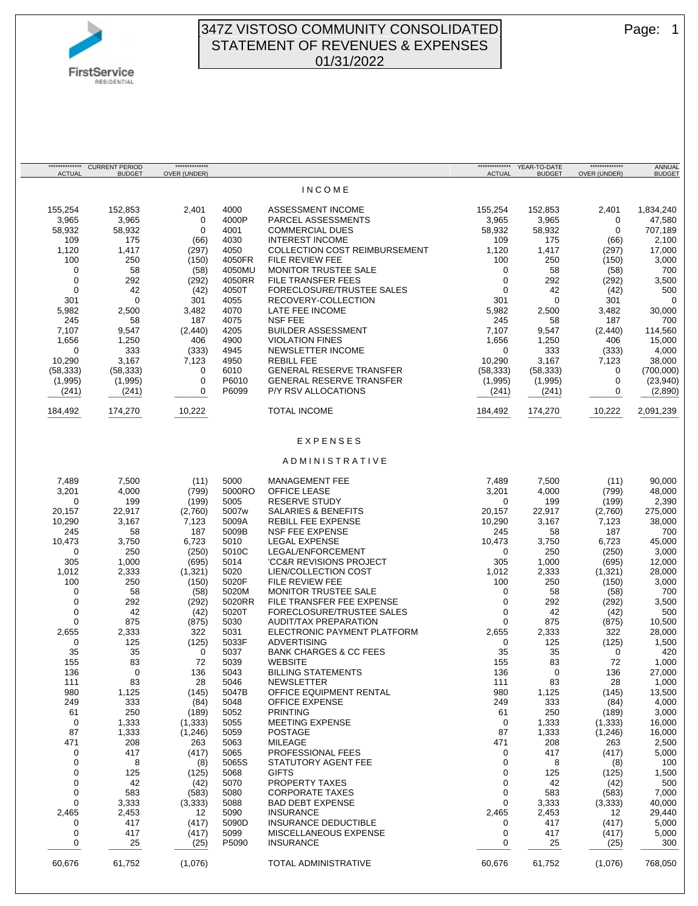# 347Z VISTOSO COMMUNITY CONSOLIDATED
## STATEMENT OF REVENUES & EXPENSES
## 01/31/2022

| CURRENT PERIOD ACTUAL | CURRENT PERIOD BUDGET | OVER (UNDER) | | | YEAR-TO-DATE ACTUAL | YEAR-TO-DATE BUDGET | OVER (UNDER) | ANNUAL BUDGET |
|---|---|---|---|---|---|---|---|---|
| | | | | **INCOME** | | | | |
| 155,254 | 152,853 | 2,401 | 4000 | ASSESSMENT INCOME | 155,254 | 152,853 | 2,401 | 1,834,240 |
| 3,965 | 3,965 | 0 | 4000P | PARCEL ASSESSMENTS | 3,965 | 3,965 | 0 | 47,580 |
| 58,932 | 58,932 | 0 | 4001 | COMMERCIAL DUES | 58,932 | 58,932 | 0 | 707,189 |
| 109 | 175 | (66) | 4030 | INTEREST INCOME | 109 | 175 | (66) | 2,100 |
| 1,120 | 1,417 | (297) | 4050 | COLLECTION COST REIMBURSEMENT | 1,120 | 1,417 | (297) | 17,000 |
| 100 | 250 | (150) | 4050FR | FILE REVIEW FEE | 100 | 250 | (150) | 3,000 |
| 0 | 58 | (58) | 4050MU | MONITOR TRUSTEE SALE | 0 | 58 | (58) | 700 |
| 0 | 292 | (292) | 4050RR | FILE TRANSFER FEES | 0 | 292 | (292) | 3,500 |
| 0 | 42 | (42) | 4050T | FORECLOSURE/TRUSTEE SALES | 0 | 42 | (42) | 500 |
| 301 | 0 | 301 | 4055 | RECOVERY-COLLECTION | 301 | 0 | 301 | 0 |
| 5,982 | 2,500 | 3,482 | 4070 | LATE FEE INCOME | 5,982 | 2,500 | 3,482 | 30,000 |
| 245 | 58 | 187 | 4075 | NSF FEE | 245 | 58 | 187 | 700 |
| 7,107 | 9,547 | (2,440) | 4205 | BUILDER ASSESSMENT | 7,107 | 9,547 | (2,440) | 114,560 |
| 1,656 | 1,250 | 406 | 4900 | VIOLATION FINES | 1,656 | 1,250 | 406 | 15,000 |
| 0 | 333 | (333) | 4945 | NEWSLETTER INCOME | 0 | 333 | (333) | 4,000 |
| 10,290 | 3,167 | 7,123 | 4950 | REBILL FEE | 10,290 | 3,167 | 7,123 | 38,000 |
| (58,333) | (58,333) | 0 | 6010 | GENERAL RESERVE TRANSFER | (58,333) | (58,333) | 0 | (700,000) |
| (1,995) | (1,995) | 0 | P6010 | GENERAL RESERVE TRANSFER | (1,995) | (1,995) | 0 | (23,940) |
| (241) | (241) | 0 | P6099 | P/Y RSV ALLOCATIONS | (241) | (241) | 0 | (2,890) |
| 184,492 | 174,270 | 10,222 | | TOTAL INCOME | 184,492 | 174,270 | 10,222 | 2,091,239 |
| | | | | **EXPENSES** | | | | |
| | | | | **ADMINISTRATIVE** | | | | |
| 7,489 | 7,500 | (11) | 5000 | MANAGEMENT FEE | 7,489 | 7,500 | (11) | 90,000 |
| 3,201 | 4,000 | (799) | 5000RO | OFFICE LEASE | 3,201 | 4,000 | (799) | 48,000 |
| 0 | 199 | (199) | 5005 | RESERVE STUDY | 0 | 199 | (199) | 2,390 |
| 20,157 | 22,917 | (2,760) | 5007w | SALARIES & BENEFITS | 20,157 | 22,917 | (2,760) | 275,000 |
| 10,290 | 3,167 | 7,123 | 5009A | REBILL FEE EXPENSE | 10,290 | 3,167 | 7,123 | 38,000 |
| 245 | 58 | 187 | 5009B | NSF FEE EXPENSE | 245 | 58 | 187 | 700 |
| 10,473 | 3,750 | 6,723 | 5010 | LEGAL EXPENSE | 10,473 | 3,750 | 6,723 | 45,000 |
| 0 | 250 | (250) | 5010C | LEGAL/ENFORCEMENT | 0 | 250 | (250) | 3,000 |
| 305 | 1,000 | (695) | 5014 | 'CC&R REVISIONS PROJECT | 305 | 1,000 | (695) | 12,000 |
| 1,012 | 2,333 | (1,321) | 5020 | LIEN/COLLECTION COST | 1,012 | 2,333 | (1,321) | 28,000 |
| 100 | 250 | (150) | 5020F | FILE REVIEW FEE | 100 | 250 | (150) | 3,000 |
| 0 | 58 | (58) | 5020M | MONITOR TRUSTEE SALE | 0 | 58 | (58) | 700 |
| 0 | 292 | (292) | 5020RR | FILE TRANSFER FEE EXPENSE | 0 | 292 | (292) | 3,500 |
| 0 | 42 | (42) | 5020T | FORECLOSURE/TRUSTEE SALES | 0 | 42 | (42) | 500 |
| 0 | 875 | (875) | 5030 | AUDIT/TAX PREPARATION | 0 | 875 | (875) | 10,500 |
| 2,655 | 2,333 | 322 | 5031 | ELECTRONIC PAYMENT PLATFORM | 2,655 | 2,333 | 322 | 28,000 |
| 0 | 125 | (125) | 5033F | ADVERTISING | 0 | 125 | (125) | 1,500 |
| 35 | 35 | 0 | 5037 | BANK CHARGES & CC FEES | 35 | 35 | 0 | 420 |
| 155 | 83 | 72 | 5039 | WEBSITE | 155 | 83 | 72 | 1,000 |
| 136 | 0 | 136 | 5043 | BILLING STATEMENTS | 136 | 0 | 136 | 27,000 |
| 111 | 83 | 28 | 5046 | NEWSLETTER | 111 | 83 | 28 | 1,000 |
| 980 | 1,125 | (145) | 5047B | OFFICE EQUIPMENT RENTAL | 980 | 1,125 | (145) | 13,500 |
| 249 | 333 | (84) | 5048 | OFFICE EXPENSE | 249 | 333 | (84) | 4,000 |
| 61 | 250 | (189) | 5052 | PRINTING | 61 | 250 | (189) | 3,000 |
| 0 | 1,333 | (1,333) | 5055 | MEETING EXPENSE | 0 | 1,333 | (1,333) | 16,000 |
| 87 | 1,333 | (1,246) | 5059 | POSTAGE | 87 | 1,333 | (1,246) | 16,000 |
| 471 | 208 | 263 | 5063 | MILEAGE | 471 | 208 | 263 | 2,500 |
| 0 | 417 | (417) | 5065 | PROFESSIONAL FEES | 0 | 417 | (417) | 5,000 |
| 0 | 8 | (8) | 5065S | STATUTORY AGENT FEE | 0 | 8 | (8) | 100 |
| 0 | 125 | (125) | 5068 | GIFTS | 0 | 125 | (125) | 1,500 |
| 0 | 42 | (42) | 5070 | PROPERTY TAXES | 0 | 42 | (42) | 500 |
| 0 | 583 | (583) | 5080 | CORPORATE TAXES | 0 | 583 | (583) | 7,000 |
| 0 | 3,333 | (3,333) | 5088 | BAD DEBT EXPENSE | 0 | 3,333 | (3,333) | 40,000 |
| 2,465 | 2,453 | 12 | 5090 | INSURANCE | 2,465 | 2,453 | 12 | 29,440 |
| 0 | 417 | (417) | 5090D | INSURANCE DEDUCTIBLE | 0 | 417 | (417) | 5,000 |
| 0 | 417 | (417) | 5099 | MISCELLANEOUS EXPENSE | 0 | 417 | (417) | 5,000 |
| 0 | 25 | (25) | P5090 | INSURANCE | 0 | 25 | (25) | 300 |
| 60,676 | 61,752 | (1,076) | | TOTAL ADMINISTRATIVE | 60,676 | 61,752 | (1,076) | 768,050 |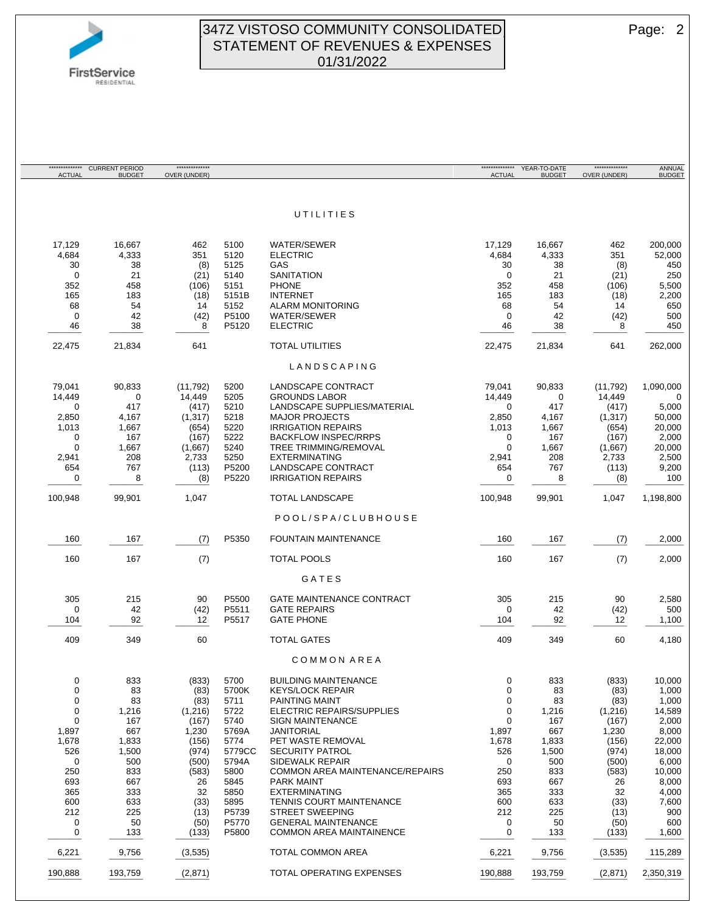# 347Z VISTOSO COMMUNITY CONSOLIDATED
## STATEMENT OF REVENUES & EXPENSES
## 01/31/2022

| CURRENT PERIOD ACTUAL | CURRENT PERIOD BUDGET | OVER (UNDER) | | | YEAR-TO-DATE ACTUAL | YEAR-TO-DATE BUDGET | OVER (UNDER) | ANNUAL BUDGET |
|---|---|---|---|---|---|---|---|---|
| | | | | **UTILITIES** | | | | |
| 17,129 | 16,667 | 462 | 5100 | WATER/SEWER | 17,129 | 16,667 | 462 | 200,000 |
| 4,684 | 4,333 | 351 | 5120 | ELECTRIC | 4,684 | 4,333 | 351 | 52,000 |
| 30 | 38 | (8) | 5125 | GAS | 30 | 38 | (8) | 450 |
| 0 | 21 | (21) | 5140 | SANITATION | 0 | 21 | (21) | 250 |
| 352 | 458 | (106) | 5151 | PHONE | 352 | 458 | (106) | 5,500 |
| 165 | 183 | (18) | 5151B | INTERNET | 165 | 183 | (18) | 2,200 |
| 68 | 54 | 14 | 5152 | ALARM MONITORING | 68 | 54 | 14 | 650 |
| 0 | 42 | (42) | P5100 | WATER/SEWER | 0 | 42 | (42) | 500 |
| 46 | 38 | 8 | P5120 | ELECTRIC | 46 | 38 | 8 | 450 |
| 22,475 | 21,834 | 641 | | TOTAL UTILITIES | 22,475 | 21,834 | 641 | 262,000 |
| | | | | **LANDSCAPING** | | | | |
| 79,041 | 90,833 | (11,792) | 5200 | LANDSCAPE CONTRACT | 79,041 | 90,833 | (11,792) | 1,090,000 |
| 14,449 | 0 | 14,449 | 5205 | GROUNDS LABOR | 14,449 | 0 | 14,449 | 0 |
| 0 | 417 | (417) | 5210 | LANDSCAPE SUPPLIES/MATERIAL | 0 | 417 | (417) | 5,000 |
| 2,850 | 4,167 | (1,317) | 5218 | MAJOR PROJECTS | 2,850 | 4,167 | (1,317) | 50,000 |
| 1,013 | 1,667 | (654) | 5220 | IRRIGATION REPAIRS | 1,013 | 1,667 | (654) | 20,000 |
| 0 | 167 | (167) | 5222 | BACKFLOW INSPEC/RRPS | 0 | 167 | (167) | 2,000 |
| 0 | 1,667 | (1,667) | 5240 | TREE TRIMMING/REMOVAL | 0 | 1,667 | (1,667) | 20,000 |
| 2,941 | 208 | 2,733 | 5250 | EXTERMINATING | 2,941 | 208 | 2,733 | 2,500 |
| 654 | 767 | (113) | P5200 | LANDSCAPE CONTRACT | 654 | 767 | (113) | 9,200 |
| 0 | 8 | (8) | P5220 | IRRIGATION REPAIRS | 0 | 8 | (8) | 100 |
| 100,948 | 99,901 | 1,047 | | TOTAL LANDSCAPE | 100,948 | 99,901 | 1,047 | 1,198,800 |
| | | | | **POOL/SPA/CLUBHOUSE** | | | | |
| 160 | 167 | (7) | P5350 | FOUNTAIN MAINTENANCE | 160 | 167 | (7) | 2,000 |
| 160 | 167 | (7) | | TOTAL POOLS | 160 | 167 | (7) | 2,000 |
| | | | | **GATES** | | | | |
| 305 | 215 | 90 | P5500 | GATE MAINTENANCE CONTRACT | 305 | 215 | 90 | 2,580 |
| 0 | 42 | (42) | P5511 | GATE REPAIRS | 0 | 42 | (42) | 500 |
| 104 | 92 | 12 | P5517 | GATE PHONE | 104 | 92 | 12 | 1,100 |
| 409 | 349 | 60 | | TOTAL GATES | 409 | 349 | 60 | 4,180 |
| | | | | **COMMON AREA** | | | | |
| 0 | 833 | (833) | 5700 | BUILDING MAINTENANCE | 0 | 833 | (833) | 10,000 |
| 0 | 83 | (83) | 5700K | KEYS/LOCK REPAIR | 0 | 83 | (83) | 1,000 |
| 0 | 83 | (83) | 5711 | PAINTING MAINT | 0 | 83 | (83) | 1,000 |
| 0 | 1,216 | (1,216) | 5722 | ELECTRIC REPAIRS/SUPPLIES | 0 | 1,216 | (1,216) | 14,589 |
| 0 | 167 | (167) | 5740 | SIGN MAINTENANCE | 0 | 167 | (167) | 2,000 |
| 1,897 | 667 | 1,230 | 5769A | JANITORIAL | 1,897 | 667 | 1,230 | 8,000 |
| 1,678 | 1,833 | (156) | 5774 | PET WASTE REMOVAL | 1,678 | 1,833 | (156) | 22,000 |
| 526 | 1,500 | (974) | 5779CC | SECURITY PATROL | 526 | 1,500 | (974) | 18,000 |
| 0 | 500 | (500) | 5794A | SIDEWALK REPAIR | 0 | 500 | (500) | 6,000 |
| 250 | 833 | (583) | 5800 | COMMON AREA MAINTENANCE/REPAIRS | 250 | 833 | (583) | 10,000 |
| 693 | 667 | 26 | 5845 | PARK MAINT | 693 | 667 | 26 | 8,000 |
| 365 | 333 | 32 | 5850 | EXTERMINATING | 365 | 333 | 32 | 4,000 |
| 600 | 633 | (33) | 5895 | TENNIS COURT MAINTENANCE | 600 | 633 | (33) | 7,600 |
| 212 | 225 | (13) | P5739 | STREET SWEEPING | 212 | 225 | (13) | 900 |
| 0 | 50 | (50) | P5770 | GENERAL MAINTENANCE | 0 | 50 | (50) | 600 |
| 0 | 133 | (133) | P5800 | COMMON AREA MAINTAINENCE | 0 | 133 | (133) | 1,600 |
| 6,221 | 9,756 | (3,535) | | TOTAL COMMON AREA | 6,221 | 9,756 | (3,535) | 115,289 |
| 190,888 | 193,759 | (2,871) | | TOTAL OPERATING EXPENSES | 190,888 | 193,759 | (2,871) | 2,350,319 |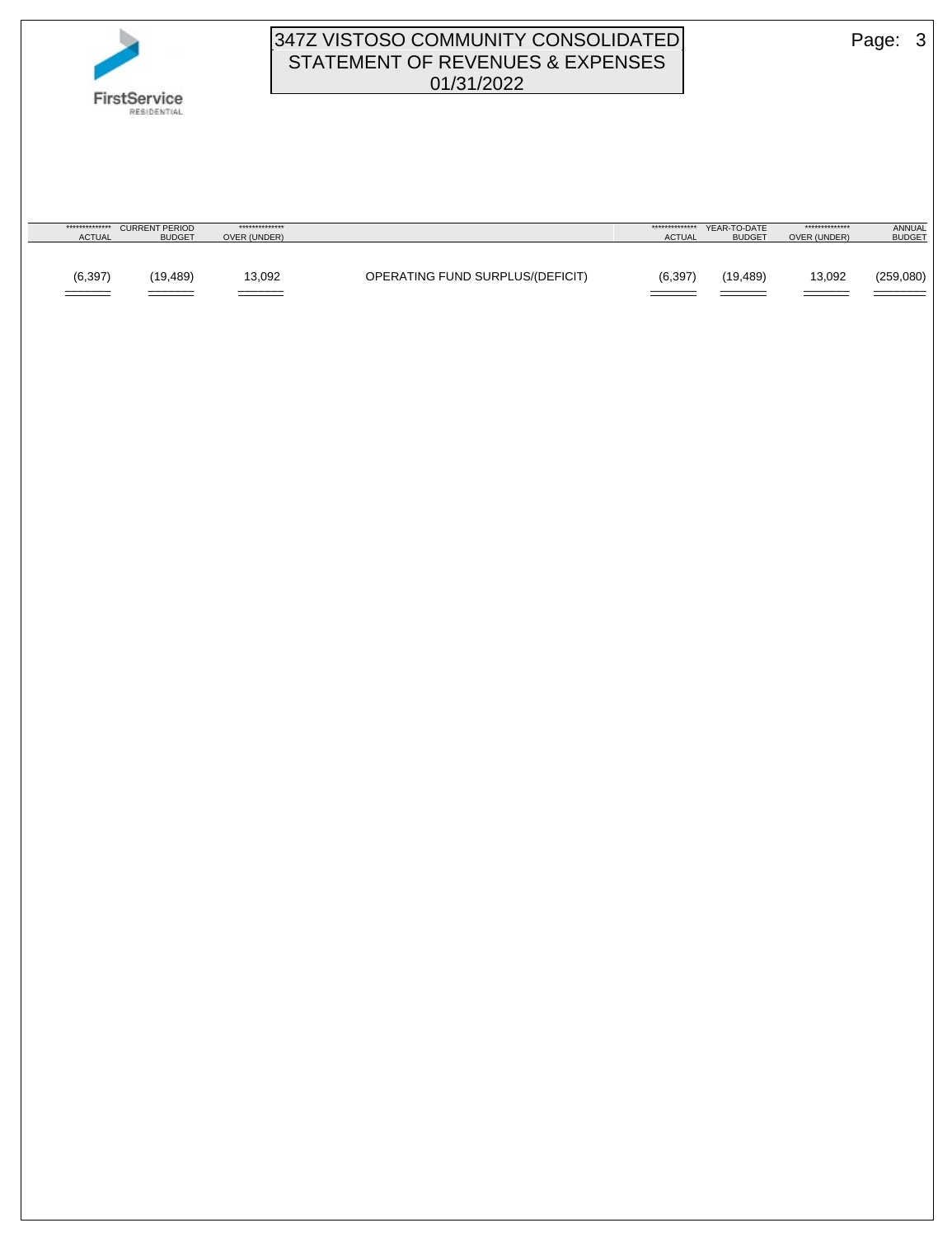# 347Z VISTOSO COMMUNITY CONSOLIDATED
## STATEMENT OF REVENUES & EXPENSES
## 01/31/2022

| CURRENT PERIOD ACTUAL | CURRENT PERIOD BUDGET | OVER (UNDER) | | YEAR-TO-DATE ACTUAL | YEAR-TO-DATE BUDGET | OVER (UNDER) | ANNUAL BUDGET |
|---|---|---|---|---|---|---|---|
| (6,397) | (19,489) | 13,092 | OPERATING FUND SURPLUS/(DEFICIT) | (6,397) | (19,489) | 13,092 | (259,080) |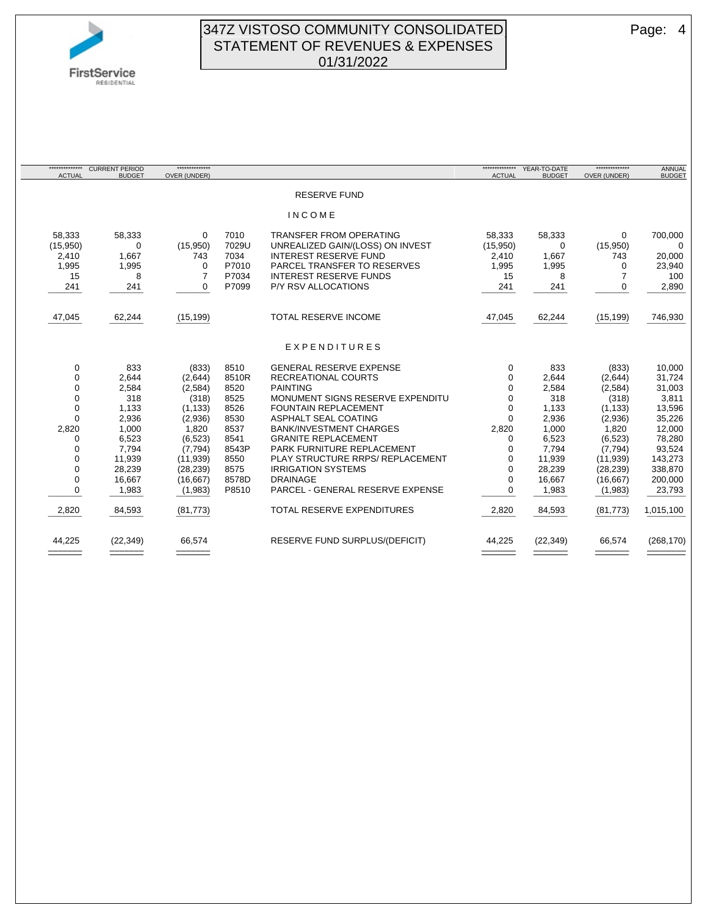# 347Z VISTOSO COMMUNITY CONSOLIDATED
## STATEMENT OF REVENUES & EXPENSES
## 01/31/2022

| CURRENT PERIOD ACTUAL | CURRENT PERIOD BUDGET | OVER (UNDER) | | | YEAR-TO-DATE ACTUAL | YEAR-TO-DATE BUDGET | OVER (UNDER) | ANNUAL BUDGET |
|---|---|---|---|---|---|---|---|---|
| | | | | **RESERVE FUND** | | | | |
| | | | | **INCOME** | | | | |
| 58,333 | 58,333 | 0 | 7010 | TRANSFER FROM OPERATING | 58,333 | 58,333 | 0 | 700,000 |
| (15,950) | 0 | (15,950) | 7029U | UNREALIZED GAIN/(LOSS) ON INVEST | (15,950) | 0 | (15,950) | 0 |
| 2,410 | 1,667 | 743 | 7034 | INTEREST RESERVE FUND | 2,410 | 1,667 | 743 | 20,000 |
| 1,995 | 1,995 | 0 | P7010 | PARCEL TRANSFER TO RESERVES | 1,995 | 1,995 | 0 | 23,940 |
| 15 | 8 | 7 | P7034 | INTEREST RESERVE FUNDS | 15 | 8 | 7 | 100 |
| 241 | 241 | 0 | P7099 | P/Y RSV ALLOCATIONS | 241 | 241 | 0 | 2,890 |
| 47,045 | 62,244 | (15,199) | | TOTAL RESERVE INCOME | 47,045 | 62,244 | (15,199) | 746,930 |
| | | | | **EXPENDITURES** | | | | |
| 0 | 833 | (833) | 8510 | GENERAL RESERVE EXPENSE | 0 | 833 | (833) | 10,000 |
| 0 | 2,644 | (2,644) | 8510R | RECREATIONAL COURTS | 0 | 2,644 | (2,644) | 31,724 |
| 0 | 2,584 | (2,584) | 8520 | PAINTING | 0 | 2,584 | (2,584) | 31,003 |
| 0 | 318 | (318) | 8525 | MONUMENT SIGNS RESERVE EXPENDITU | 0 | 318 | (318) | 3,811 |
| 0 | 1,133 | (1,133) | 8526 | FOUNTAIN REPLACEMENT | 0 | 1,133 | (1,133) | 13,596 |
| 0 | 2,936 | (2,936) | 8530 | ASPHALT SEAL COATING | 0 | 2,936 | (2,936) | 35,226 |
| 2,820 | 1,000 | 1,820 | 8537 | BANK/INVESTMENT CHARGES | 2,820 | 1,000 | 1,820 | 12,000 |
| 0 | 6,523 | (6,523) | 8541 | GRANITE REPLACEMENT | 0 | 6,523 | (6,523) | 78,280 |
| 0 | 7,794 | (7,794) | 8543P | PARK FURNITURE REPLACEMENT | 0 | 7,794 | (7,794) | 93,524 |
| 0 | 11,939 | (11,939) | 8550 | PLAY STRUCTURE RRPS/ REPLACEMENT | 0 | 11,939 | (11,939) | 143,273 |
| 0 | 28,239 | (28,239) | 8575 | IRRIGATION SYSTEMS | 0 | 28,239 | (28,239) | 338,870 |
| 0 | 16,667 | (16,667) | 8578D | DRAINAGE | 0 | 16,667 | (16,667) | 200,000 |
| 0 | 1,983 | (1,983) | P8510 | PARCEL - GENERAL RESERVE EXPENSE | 0 | 1,983 | (1,983) | 23,793 |
| 2,820 | 84,593 | (81,773) | | TOTAL RESERVE EXPENDITURES | 2,820 | 84,593 | (81,773) | 1,015,100 |
| 44,225 | (22,349) | 66,574 | | RESERVE FUND SURPLUS/(DEFICIT) | 44,225 | (22,349) | 66,574 | (268,170) |